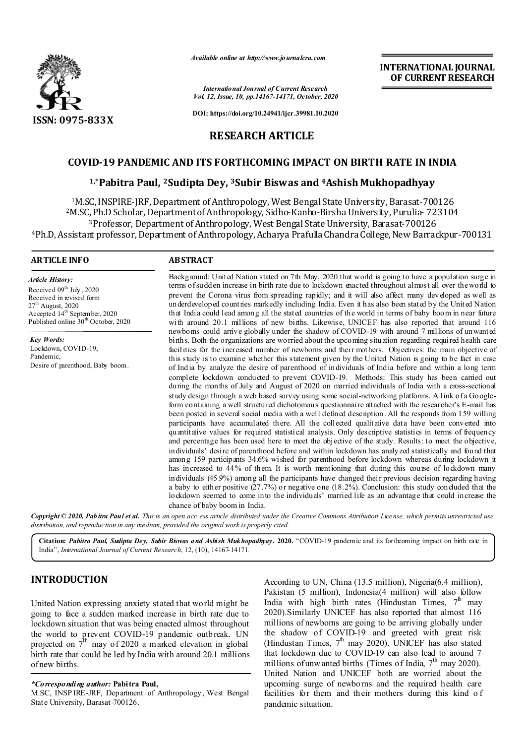ISSN: 0975-833X

*Available online at http://www.journalcra.com*

*International Journal of Current Research*
*Vol. 12, Issue, 10, pp.14167-14171, October, 2020*

**DOI: https://doi.org/10.24941/ijcr.39981.10.2020**

**INTERNATIONAL JOURNAL OF CURRENT RESEARCH**

## RESEARCH ARTICLE

# COVID-19 PANDEMIC AND ITS FORTHCOMING IMPACT ON BIRTH RATE IN INDIA

**[1,*]Pabitra Paul, [2]Sudipta Dey, [3]Subir Biswas and [4]Ashish Mukhopadhyay**

[1]M.SC, INSPIRE-JRF, Department of Anthropology, West Bengal State University, Barasat-700126
[2]M.SC, Ph.D Scholar, Department of Anthropology, Sidho-Kanho-Birsha University, Purulia- 723104
[3]Professor, Department of Anthropology, West Bengal State University, Barasat-700126
[4]Ph.D, Assistant professor, Department of Anthropology, Acharya Prafulla Chandra College, New Barrackpur-700131

### ARTICLE INFO

*Article History:*
Received 09th July, 2020
Received in revised form
27th August, 2020
Accepted 14th September, 2020
Published online 30th October, 2020

*Key Words:*
Lockdown, COVID-19, Pandemic, Desire of parenthood, Baby boom.

### ABSTRACT

Background: United Nation stated on 7th May, 2020 that world is going to have a population surge in terms of sudden increase in birth rate due to lockdown enacted throughout almost all over the world to prevent the Corona virus from spreading rapidly; and it will also affect many developed as well as underdeveloped countries markedly including India. Even it has also been stated by the United Nation that India could lead among all the stated countries of the world in terms of baby boom in near future with around 20.1 millions of new births. Likewise, UNICEF has also reported that around 116 newborns could arrive globally under the shadow of COVID-19 with around 7 millions of unwanted births. Both the organizations are worried about the upcoming situation regarding required health care facilities for the increased number of newborns and their mothers. Objectives: the main objective of this study is to examine whether this statement given by the United Nation is going to be fact in case of India by analyze the desire of parenthood of individuals of India before and within a long term complete lockdown conducted to prevent COVID-19. Methods: This study has been carried out during the months of July and August of 2020 on married individuals of India with a cross-sectional study design through a web based survey using some social-networking platforms. A link of a Google-form containing a well structured dichotomous questionnaire attached with the researcher's E-mail has been posted in several social media with a well defined description. All the responds from 159 willing participants have accumulated there. All the collected qualitative data have been converted into quantitative values for required statistical analysis. Only descriptive statistics in terms of frequency and percentage has been used here to meet the objective of the study. Results: to meet the objective, individuals' desire of parenthood before and within lockdown has analyzed statistically and found that among 159 participants 34.6% wished for parenthood before lockdown whereas during lockdown it has increased to 44% of them. It is worth mentioning that during this course of lockdown many individuals (45.9%) among all the participants have changed their previous decision regarding having a baby to either positive (27.7%) or negative one (18.2%). Conclusion: this study concluded that the lockdown seemed to come into the individuals' married life as an advantage that could increase the chance of baby boom in India.

*Copyright © 2020, Pabitra Paul et al. This is an open access article distributed under the Creative Commons Attribution License, which permits unrestricted use, distribution, and reproduction in any medium, provided the original work is properly cited.*

**Citation:** ***Pabitra Paul, Sudipta Dey, Subir Biswas and Ashish Mukhopadhyay.* 2020.** "COVID-19 pandemic and its forthcoming impact on birth rate in India", *International Journal of Current Research*, 12, (10), 14167-14171.

## INTRODUCTION

United Nation expressing anxiety stated that world might be going to face a sudden marked increase in birth rate due to lockdown situation that was being enacted almost throughout the world to prevent COVID-19 pandemic outbreak. UN projected on 7th may of 2020 a marked elevation in global birth rate that could be led by India with around 20.1 millions of new births.

According to UN, China (13.5 million), Nigeria(6.4 million), Pakistan (5 million), Indonesia(4 million) will also follow India with high birth rates (Hindustan Times, 7th may 2020). Similarly UNICEF has also reported that almost 116 millions of newborns are going to be arriving globally under the shadow of COVID-19 and greeted with great risk (Hindustan Times, 7th may 2020). UNICEF has also stated that lockdown due to COVID-19 can also lead to around 7 millions of unwanted births (Times of India, 7th may 2020). United Nation and UNICEF both are worried about the upcoming surge of newborns and the required health care facilities for them and their mothers during this kind of pandemic situation.

***Corresponding author:* Pabitra Paul,**
M.SC, INSPIRE-JRF, Department of Anthropology, West Bengal State University, Barasat-700126.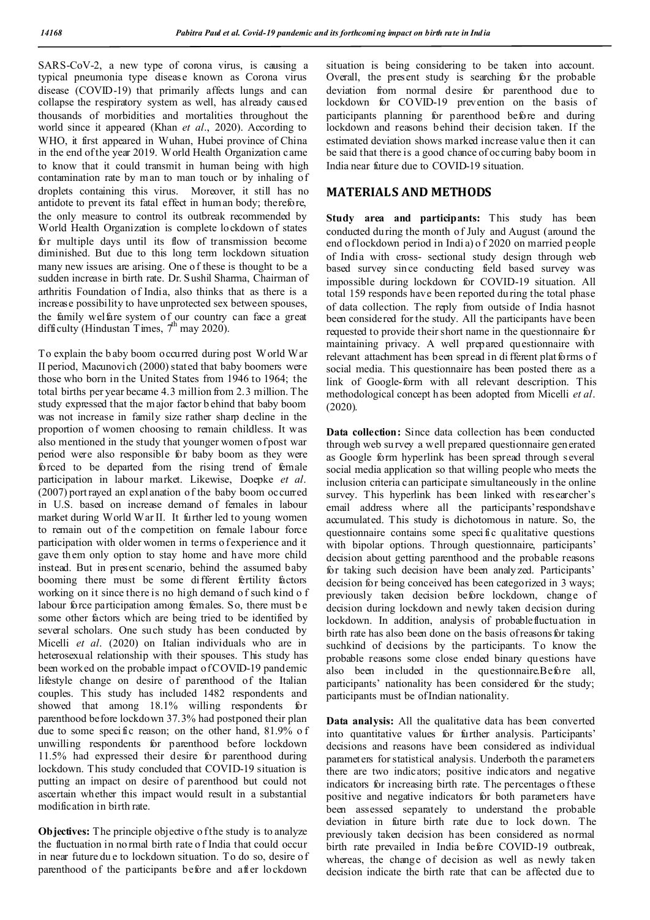SARS-CoV-2, a new type of corona virus, is causing a typical pneumonia type disease known as Corona virus disease (COVID-19) that primarily affects lungs and can collapse the respiratory system as well, has already caused thousands of morbidities and mortalities throughout the world since it appeared (Khan *et al*., 2020). According to WHO, it first appeared in Wuhan, Hubei province of China in the end of the year 2019. World Health Organization came to know that it could transmit in human being with high contamination rate by man to man touch or by inhaling of droplets containing this virus. Moreover, it still has no antidote to prevent its fatal effect in human body; therefore, the only measure to control its outbreak recommended by World Health Organization is complete lockdown of states for multiple days until its flow of transmission become diminished. But due to this long term lockdown situation many new issues are arising. One of these is thought to be a sudden increase in birth rate. Dr. Sushil Sharma, Chairman of arthritis Foundation of India, also thinks that as there is a increase possibility to have unprotected sex between spouses, the family welfare system of our country can face a great difficulty (Hindustan Times, 7th may 2020).

To explain the baby boom occurred during post World War II period, Macunovich (2000) stated that baby boomers were those who born in the United States from 1946 to 1964; the total births per year became 4.3 million from 2.3 million. The study expressed that the major factor behind that baby boom was not increase in family size rather sharp decline in the proportion of women choosing to remain childless. It was also mentioned in the study that younger women of post war period were also responsible for baby boom as they were forced to be departed from the rising trend of female participation in labour market. Likewise, Doepke *et al*. (2007) portrayed an explanation of the baby boom occurred in U.S. based on increase demand of females in labour market during World War II. It further led to young women to remain out of the competition on female labour force participation with older women in terms of experience and it gave them only option to stay home and have more child instead. But in present scenario, behind the assumed baby booming there must be some different fertility factors working on it since there is no high demand of such kind of labour force participation among females. So, there must be some other factors which are being tried to be identified by several scholars. One such study has been conducted by Micelli *et al*. (2020) on Italian individuals who are in heterosexual relationship with their spouses. This study has been worked on the probable impact of COVID-19 pandemic lifestyle change on desire of parenthood of the Italian couples. This study has included 1482 respondents and showed that among 18.1% willing respondents for parenthood before lockdown 37.3% had postponed their plan due to some specific reason; on the other hand, 81.9% of unwilling respondents for parenthood before lockdown 11.5% had expressed their desire for parenthood during lockdown. This study concluded that COVID-19 situation is putting an impact on desire of parenthood but could not ascertain whether this impact would result in a substantial modification in birth rate.

**Objectives:** The principle objective of the study is to analyze the fluctuation in normal birth rate of India that could occur in near future due to lockdown situation. To do so, desire of parenthood of the participants before and after lockdown situation is being considering to be taken into account. Overall, the present study is searching for the probable deviation from normal desire for parenthood due to lockdown for COVID-19 prevention on the basis of participants planning for parenthood before and during lockdown and reasons behind their decision taken. If the estimated deviation shows marked increase value then it can be said that there is a good chance of occurring baby boom in India near future due to COVID-19 situation.

## MATERIALS AND METHODS

**Study area and participants:** This study has been conducted during the month of July and August (around the end of lockdown period in India) of 2020 on married people of India with cross- sectional study design through web based survey since conducting field based survey was impossible during lockdown for COVID-19 situation. All total 159 responds have been reported during the total phase of data collection. The reply from outside of India hasnot been considered for the study. All the participants have been requested to provide their short name in the questionnaire for maintaining privacy. A well prepared questionnaire with relevant attachment has been spread in different platforms of social media. This questionnaire has been posted there as a link of Google-form with all relevant description. This methodological concept has been adopted from Micelli *et al*. (2020).

**Data collection:** Since data collection has been conducted through web survey a well prepared questionnaire generated as Google form hyperlink has been spread through several social media application so that willing people who meets the inclusion criteria can participate simultaneously in the online survey. This hyperlink has been linked with researcher's email address where all the participants' respondshave accumulated. This study is dichotomous in nature. So, the questionnaire contains some specific qualitative questions with bipolar options. Through questionnaire, participants' decision about getting parenthood and the probable reasons for taking such decision have been analyzed. Participants' decision for being conceived has been categorized in 3 ways; previously taken decision before lockdown, change of decision during lockdown and newly taken decision during lockdown. In addition, analysis of probable fluctuation in birth rate has also been done on the basis of reasons for taking suchkind of decisions by the participants. To know the probable reasons some close ended binary questions have also been included in the questionnaire.Before all, participants' nationality has been considered for the study; participants must be of Indian nationality.

**Data analysis:** All the qualitative data has been converted into quantitative values for further analysis. Participants' decisions and reasons have been considered as individual parameters for statistical analysis. Underboth the parameters there are two indicators; positive indicators and negative indicators for increasing birth rate. The percentages of these positive and negative indicators for both parameters have been assessed separately to understand the probable deviation in future birth rate due to lock down. The previously taken decision has been considered as normal birth rate prevailed in India before COVID-19 outbreak, whereas, the change of decision as well as newly taken decision indicate the birth rate that can be affected due to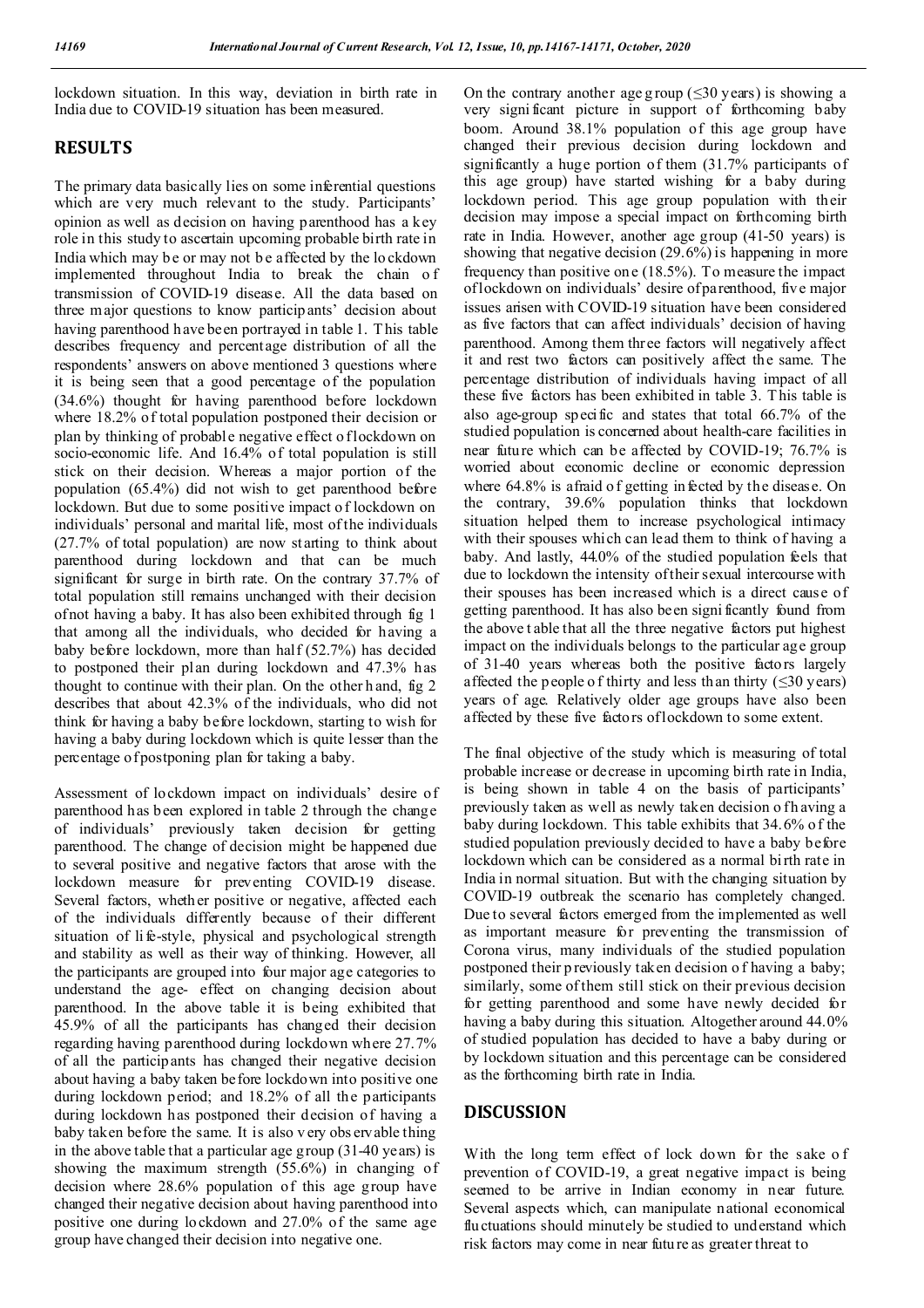lockdown situation. In this way, deviation in birth rate in India due to COVID-19 situation has been measured.

## RESULTS

The primary data basically lies on some inferential questions which are very much relevant to the study. Participants' opinion as well as decision on having parenthood has a key role in this study to ascertain upcoming probable birth rate in India which may be or may not be affected by the lockdown implemented throughout India to break the chain of transmission of COVID-19 disease. All the data based on three major questions to know participants' decision about having parenthood have been portrayed in table 1. This table describes frequency and percentage distribution of all the respondents' answers on above mentioned 3 questions where it is being seen that a good percentage of the population (34.6%) thought for having parenthood before lockdown where 18.2% of total population postponed their decision or plan by thinking of probable negative effect of lockdown on socio-economic life. And 16.4% of total population is still stick on their decision. Whereas a major portion of the population (65.4%) did not wish to get parenthood before lockdown. But due to some positive impact of lockdown on individuals' personal and marital life, most of the individuals (27.7% of total population) are now starting to think about parenthood during lockdown and that can be much significant for surge in birth rate. On the contrary 37.7% of total population still remains unchanged with their decision of not having a baby. It has also been exhibited through fig 1 that among all the individuals, who decided for having a baby before lockdown, more than half (52.7%) has decided to postponed their plan during lockdown and 47.3% has thought to continue with their plan. On the other hand, fig 2 describes that about 42.3% of the individuals, who did not think for having a baby before lockdown, starting to wish for having a baby during lockdown which is quite lesser than the percentage of postponing plan for taking a baby.

Assessment of lockdown impact on individuals' desire of parenthood has been explored in table 2 through the change of individuals' previously taken decision for getting parenthood. The change of decision might be happened due to several positive and negative factors that arose with the lockdown measure for preventing COVID-19 disease. Several factors, whether positive or negative, affected each of the individuals differently because of their different situation of life-style, physical and psychological strength and stability as well as their way of thinking. However, all the participants are grouped into four major age categories to understand the age- effect on changing decision about parenthood. In the above table it is being exhibited that 45.9% of all the participants has changed their decision regarding having parenthood during lockdown where 27.7% of all the participants has changed their negative decision about having a baby taken before lockdown into positive one during lockdown period; and 18.2% of all the participants during lockdown has postponed their decision of having a baby taken before the same. It is also very observable thing in the above table that a particular age group (31-40 years) is showing the maximum strength (55.6%) in changing of decision where 28.6% population of this age group have changed their negative decision about having parenthood into positive one during lockdown and 27.0% of the same age group have changed their decision into negative one.

On the contrary another age group (≤30 years) is showing a very significant picture in support of forthcoming baby boom. Around 38.1% population of this age group have changed their previous decision during lockdown and significantly a huge portion of them (31.7% participants of this age group) have started wishing for a baby during lockdown period. This age group population with their decision may impose a special impact on forthcoming birth rate in India. However, another age group (41-50 years) is showing that negative decision (29.6%) is happening in more frequency than positive one (18.5%). To measure the impact of lockdown on individuals' desire of parenthood, five major issues arisen with COVID-19 situation have been considered as five factors that can affect individuals' decision of having parenthood. Among them three factors will negatively affect it and rest two factors can positively affect the same. The percentage distribution of individuals having impact of all these five factors has been exhibited in table 3. This table is also age-group specific and states that total 66.7% of the studied population is concerned about health-care facilities in near future which can be affected by COVID-19; 76.7% is worried about economic decline or economic depression where 64.8% is afraid of getting infected by the disease. On the contrary, 39.6% population thinks that lockdown situation helped them to increase psychological intimacy with their spouses which can lead them to think of having a baby. And lastly, 44.0% of the studied population feels that due to lockdown the intensity of their sexual intercourse with their spouses has been increased which is a direct cause of getting parenthood. It has also been significantly found from the above table that all the three negative factors put highest impact on the individuals belongs to the particular age group of 31-40 years whereas both the positive factors largely affected the people of thirty and less than thirty (≤30 years) years of age. Relatively older age groups have also been affected by these five factors of lockdown to some extent.

The final objective of the study which is measuring of total probable increase or decrease in upcoming birth rate in India, is being shown in table 4 on the basis of participants' previously taken as well as newly taken decision of having a baby during lockdown. This table exhibits that 34.6% of the studied population previously decided to have a baby before lockdown which can be considered as a normal birth rate in India in normal situation. But with the changing situation by COVID-19 outbreak the scenario has completely changed. Due to several factors emerged from the implemented as well as important measure for preventing the transmission of Corona virus, many individuals of the studied population postponed their previously taken decision of having a baby; similarly, some of them still stick on their previous decision for getting parenthood and some have newly decided for having a baby during this situation. Altogether around 44.0% of studied population has decided to have a baby during or by lockdown situation and this percentage can be considered as the forthcoming birth rate in India.

## DISCUSSION

With the long term effect of lock down for the sake of prevention of COVID-19, a great negative impact is being seemed to be arrive in Indian economy in near future. Several aspects which, can manipulate national economical fluctuations should minutely be studied to understand which risk factors may come in near future as greater threat to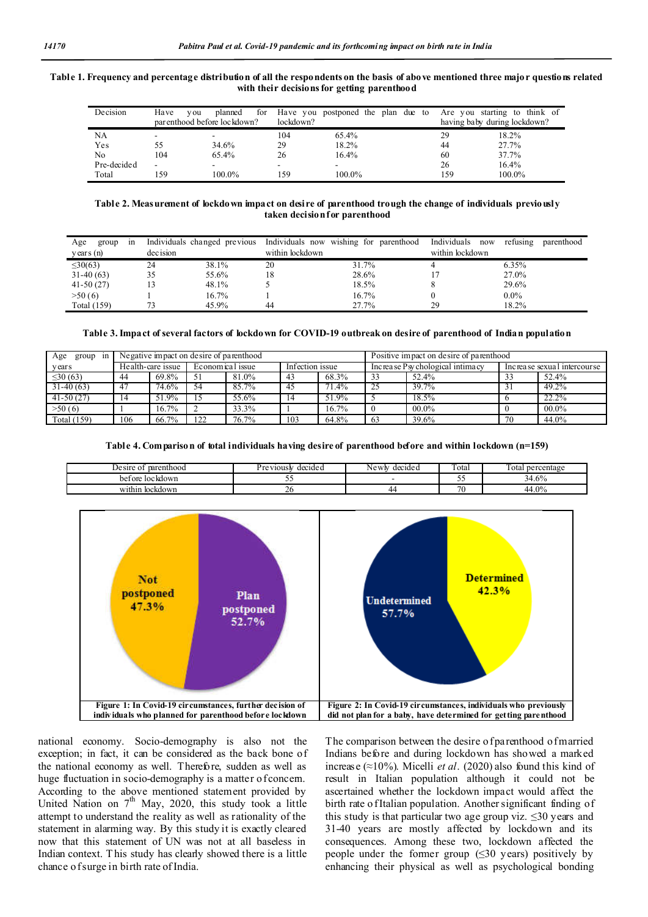**Table 1. Frequency and percentage distribution of all the respondents on the basis of above mentioned three major questions related with their decisions for getting parenthood**

| Decision | Have you planned for parenthood before lockdown? | | Have you postponed the plan due to lockdown? | | Are you starting to think of having baby during lockdown? | |
|---|---|---|---|---|---|---|
| NA | - | - | 104 | 65.4% | 29 | 18.2% |
| Yes | 55 | 34.6% | 29 | 18.2% | 44 | 27.7% |
| No | 104 | 65.4% | 26 | 16.4% | 60 | 37.7% |
| Pre-decided | - | - | - | - | 26 | 16.4% |
| Total | 159 | 100.0% | 159 | 100.0% | 159 | 100.0% |

**Table 2. Measurement of lockdown impact on desire of parenthood trough the change of individuals previously taken decision for parenthood**

| Age group in years (n) | Individuals changed previous decision | | Individuals now wishing for parenthood within lockdown | | Individuals now refusing parenthood within lockdown | |
|---|---|---|---|---|---|---|
| ≤30(63) | 24 | 38.1% | 20 | 31.7% | 4 | 6.35% |
| 31-40 (63) | 35 | 55.6% | 18 | 28.6% | 17 | 27.0% |
| 41-50 (27) | 13 | 48.1% | 5 | 18.5% | 8 | 29.6% |
| >50 (6) | 1 | 16.7% | 1 | 16.7% | 0 | 0.0% |
| Total (159) | 73 | 45.9% | 44 | 27.7% | 29 | 18.2% |

**Table 3. Impact of several factors of lockdown for COVID-19 outbreak on desire of parenthood of Indian population**

| Age group in years | Negative impact on desire of parenthood | | | | | | Positive impact on desire of parenthood | | | |
|---|---|---|---|---|---|---|---|---|---|---|
| | Health-care issue | | Economical issue | | Infection issue | | Increase Psychological intimacy | | Increase sexual intercourse | |
| ≤30 (63) | 44 | 69.8% | 51 | 81.0% | 43 | 68.3% | 33 | 52.4% | 33 | 52.4% |
| 31-40 (63) | 47 | 74.6% | 54 | 85.7% | 45 | 71.4% | 25 | 39.7% | 31 | 49.2% |
| 41-50 (27) | 14 | 51.9% | 15 | 55.6% | 14 | 51.9% | 5 | 18.5% | 6 | 22.2% |
| >50 (6) | 1 | 16.7% | 2 | 33.3% | 1 | 16.7% | 0 | 00.0% | 0 | 00.0% |
| Total (159) | 106 | 66.7% | 122 | 76.7% | 103 | 64.8% | 63 | 39.6% | 70 | 44.0% |

**Table 4. Comparison of total individuals having desire of parenthood before and within lockdown (n=159)**

| Desire of parenthood | Previously decided | Newly decided | Total | Total percentage |
|---|---|---|---|---|
| before lockdown | 55 | - | 55 | 34.6% |
| within lockdown | 26 | 44 | 70 | 44.0% |

Not postponed 47.3% / Plan postponed 52.7%

**Figure 1: In Covid-19 circumstances, further decision of individuals who planned for parenthood before lockdown**

Determined 42.3% / Undetermined 57.7%

**Figure 2: In Covid-19 circumstances, individuals who previously did not plan for a baby, have determined for getting parenthood**

national economy. Socio-demography is also not the exception; in fact, it can be considered as the back bone of the national economy as well. Therefore, sudden as well as huge fluctuation in socio-demography is a matter of concern. According to the above mentioned statement provided by United Nation on 7th May, 2020, this study took a little attempt to understand the reality as well as rationality of the statement in alarming way. By this study it is exactly cleared now that this statement of UN was not at all baseless in Indian context. This study has clearly showed there is a little chance of surge in birth rate of India.

The comparison between the desire of parenthood of married Indians before and during lockdown has showed a marked increase (≈10%). Micelli *et al*. (2020) also found this kind of result in Italian population although it could not be ascertained whether the lockdown impact would affect the birth rate of Italian population. Another significant finding of this study is that particular two age group viz. ≤30 years and 31-40 years are mostly affected by lockdown and its consequences. Among these two, lockdown affected the people under the former group (≤30 years) positively by enhancing their physical as well as psychological bonding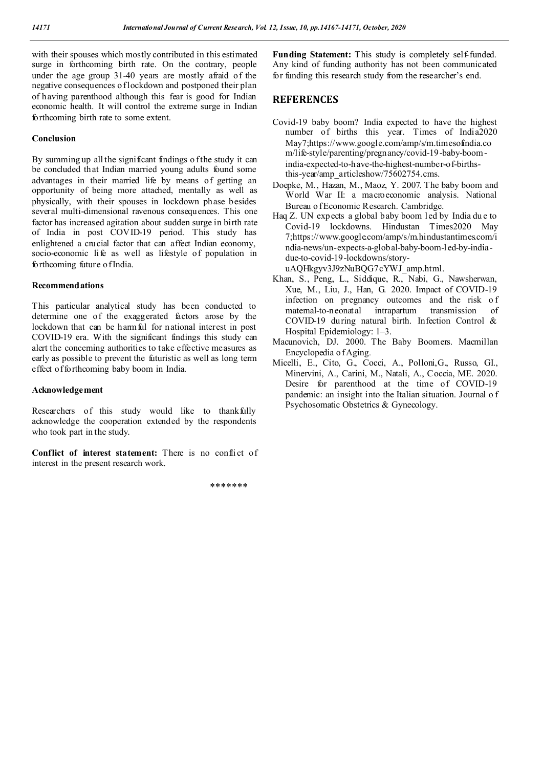with their spouses which mostly contributed in this estimated surge in forthcoming birth rate. On the contrary, people under the age group 31-40 years are mostly afraid of the negative consequences of lockdown and postponed their plan of having parenthood although this fear is good for Indian economic health. It will control the extreme surge in Indian forthcoming birth rate to some extent.

### Conclusion

By summing up all the significant findings of the study it can be concluded that Indian married young adults found some advantages in their married life by means of getting an opportunity of being more attached, mentally as well as physically, with their spouses in lockdown phase besides several multi-dimensional ravenous consequences. This one factor has increased agitation about sudden surge in birth rate of India in post COVID-19 period. This study has enlightened a crucial factor that can affect Indian economy, socio-economic life as well as lifestyle of population in forthcoming future of India.

### Recommendations

This particular analytical study has been conducted to determine one of the exaggerated factors arose by the lockdown that can be harmful for national interest in post COVID-19 era. With the significant findings this study can alert the concerning authorities to take effective measures as early as possible to prevent the futuristic as well as long term effect of forthcoming baby boom in India.

### Acknowledgement

Researchers of this study would like to thankfully acknowledge the cooperation extended by the respondents who took part in the study.

**Conflict of interest statement:** There is no conflict of interest in the present research work.

\*\*\*\*\*\*\*

**Funding Statement:** This study is completely self-funded. Any kind of funding authority has not been communicated for funding this research study from the researcher's end.

## REFERENCES

Covid-19 baby boom? India expected to have the highest number of births this year. Times of India2020 May7;https://www.google.com/amp/s/m.timesofindia.com/life-style/parenting/pregnancy/covid-19-baby-boom-india-expected-to-have-the-highest-number-of-births-this-year/amp_articleshow/75602754.cms.

Doepke, M., Hazan, M., Maoz, Y. 2007. The baby boom and World War II: a macroeconomic analysis. National Bureau of Economic Research. Cambridge.

Haq Z. UN expects a global baby boom led by India due to Covid-19 lockdowns. Hindustan Times2020 May 7;https://www.google.com/amp/s/m.hindustantimes.com/india-news/un-expects-a-global-baby-boom-led-by-india-due-to-covid-19-lockdowns/story-uAQHkgyv3J9zNuBQG7cYWJ_amp.html.

Khan, S., Peng, L., Siddique, R., Nabi, G., Nawsherwan, Xue, M., Liu, J., Han, G. 2020. Impact of COVID-19 infection on pregnancy outcomes and the risk of maternal-to-neonatal intrapartum transmission of COVID-19 during natural birth. Infection Control & Hospital Epidemiology: 1–3.

Macunovich, DJ. 2000. The Baby Boomers. Macmillan Encyclopedia of Aging.

Micelli, E., Cito, G., Cocci, A., Polloni,G., Russo, GI., Minervini, A., Carini, M., Natali, A., Coccia, ME. 2020. Desire for parenthood at the time of COVID-19 pandemic: an insight into the Italian situation. Journal of Psychosomatic Obstetrics & Gynecology.